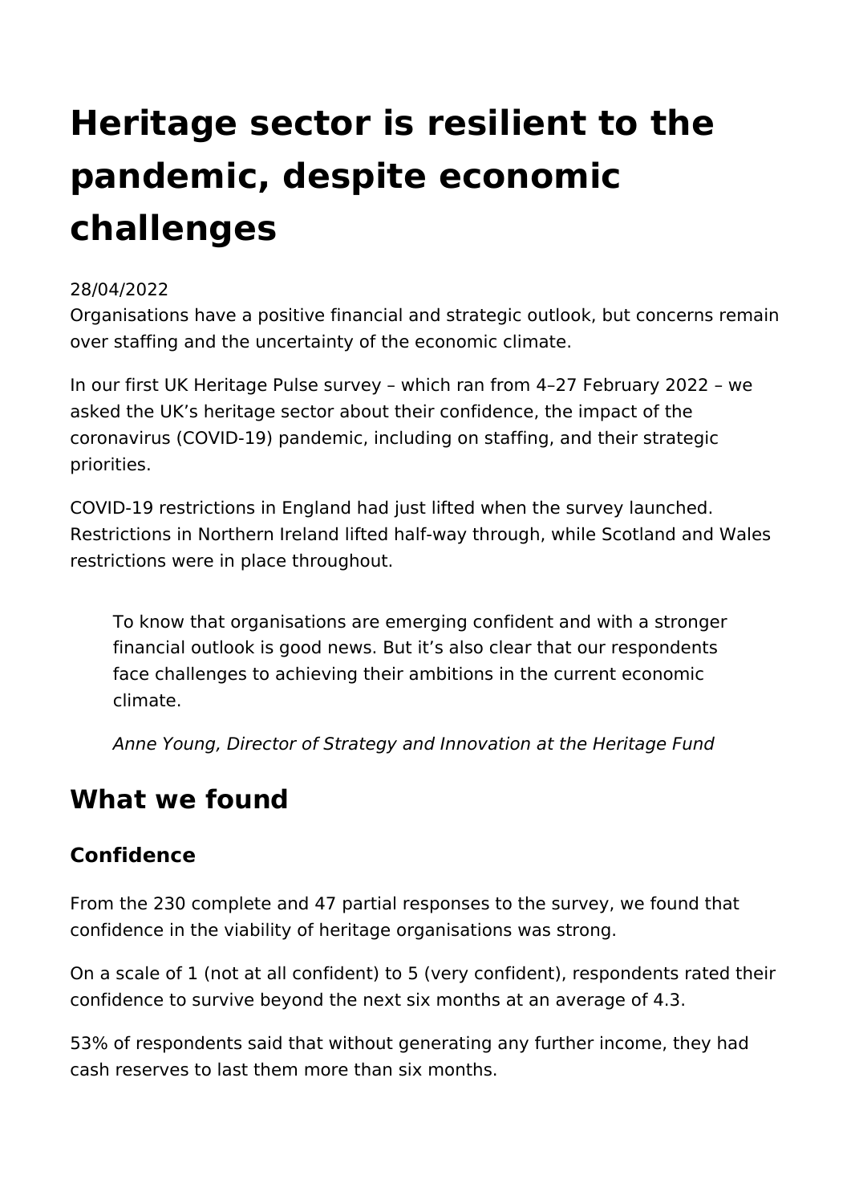# Heritage sector is resilient to the pandemic, despite economic challenges

28/04/2022

Organisations have a positive financial and strategic outlook, but concerns remain over staffing and the uncertainty of the economic climate.

In our first UK Heritage Pulse survey – which ran from 4–27 February 2022 – we asked the UK's heritage sector about their confidence, the impact of the coronavirus (COVID-19) pandemic, including on staffing, and their strategic priorities.

COVID-19 restrictions in England had just lifted when the survey launched. Restrictions in Northern Ireland lifted half-way through, while Scotland and Wales restrictions were in place throughout.

> To know that organisations are emerging confident and with a stronger financial outlook is good news. But it's also clear that our respondents face challenges to achieving their ambitions in the current economic climate.
>
> *Anne Young, Director of Strategy and Innovation at the Heritage Fund*

## What we found

### Confidence

From the 230 complete and 47 partial responses to the survey, we found that confidence in the viability of heritage organisations was strong.

On a scale of 1 (not at all confident) to 5 (very confident), respondents rated their confidence to survive beyond the next six months at an average of 4.3.

53% of respondents said that without generating any further income, they had cash reserves to last them more than six months.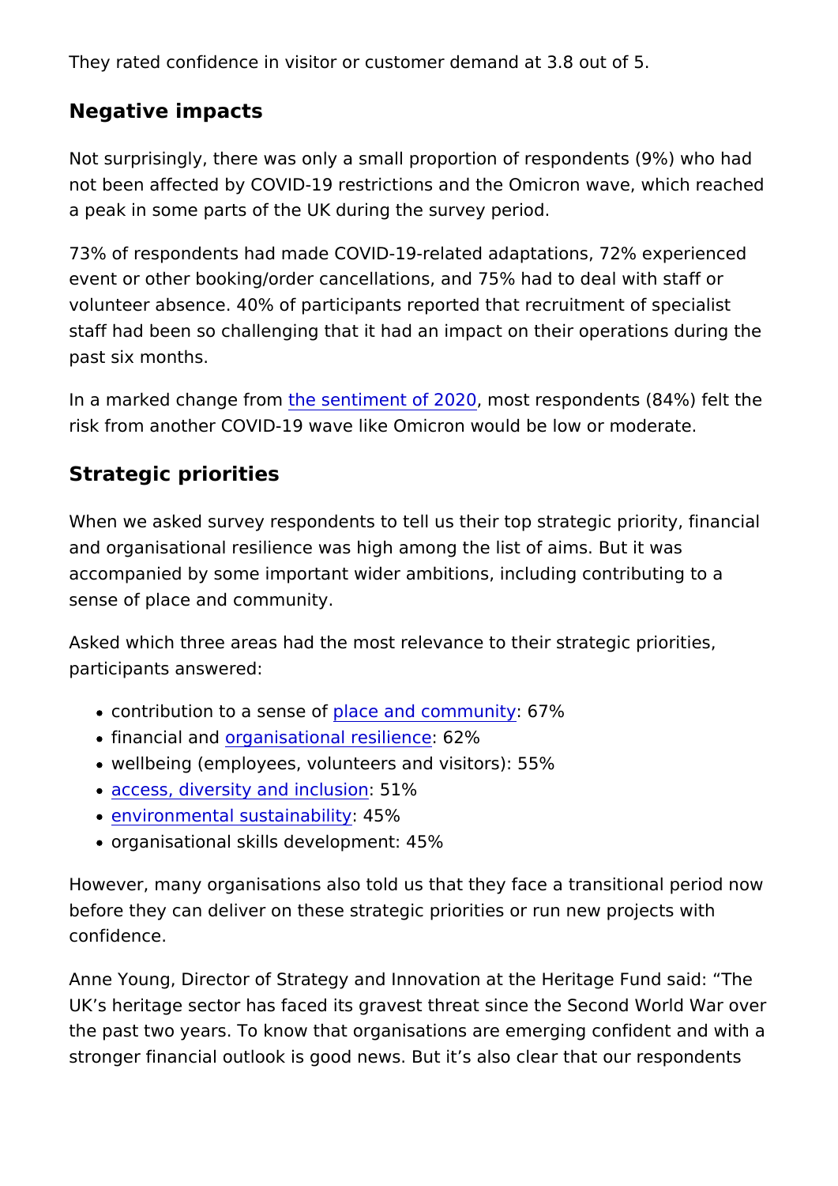They rated confidence in visitor or customer demand at 3.8 out of 5.

## Negative impacts

Not surprisingly, there was only a small proportion of respondents (9%) who had not been affected by COVID-19 restrictions and the Omicron wave, which reached a peak in some parts of the UK during the survey period.

73% of respondents had made COVID-19-related adaptations, 72% experienced event or other booking/order cancellations, and 75% had to deal with staff or volunteer absence. 40% of participants reported that recruitment of specialist staff had been so challenging that it had an impact on their operations during the past six months.

In a marked change from the sentiment of 2020, most respondents (84%) felt the risk from another COVID-19 wave like Omicron would be low or moderate.

## Strategic priorities

When we asked survey respondents to tell us their top strategic priority, financial and organisational resilience was high among the list of aims. But it was accompanied by some important wider ambitions, including contributing to a sense of place and community.

Asked which three areas had the most relevance to their strategic priorities, participants answered:

- contribution to a sense of place and community: 67%
- financial and organisational resilience: 62%
- wellbeing (employees, volunteers and visitors): 55%
- access, diversity and inclusion: 51%
- environmental sustainability: 45%
- organisational skills development: 45%

However, many organisations also told us that they face a transitional period now before they can deliver on these strategic priorities or run new projects with confidence.

Anne Young, Director of Strategy and Innovation at the Heritage Fund said: "The UK's heritage sector has faced its gravest threat since the Second World War over the past two years. To know that organisations are emerging confident and with a stronger financial outlook is good news. But it's also clear that our respondents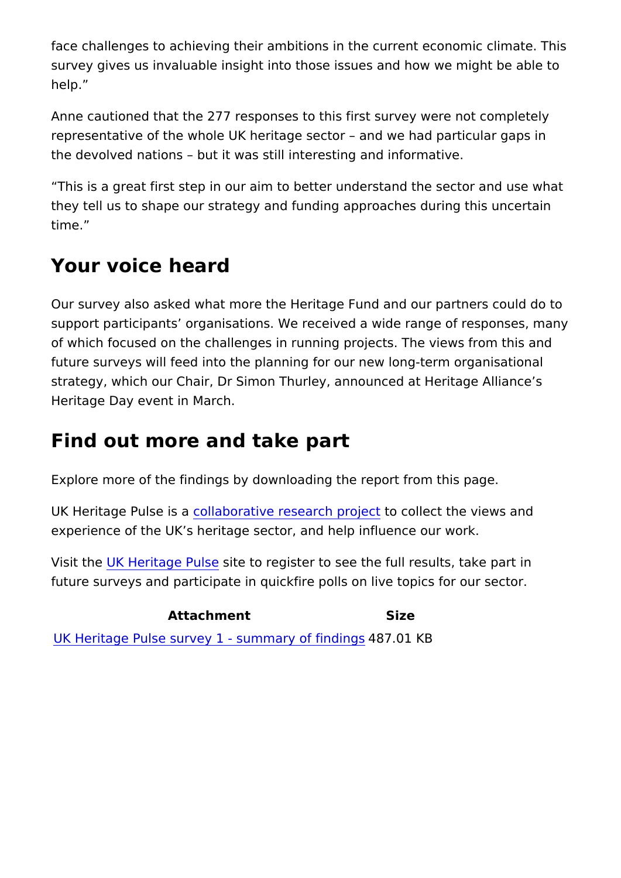face challenges to achieving their ambitions in the current economic climate. This survey gives us invaluable insight into those issues and how we might be able to help."

Anne cautioned that the 277 responses to this first survey were not completely representative of the whole UK heritage sector – and we had particular gaps in the devolved nations – but it was still interesting and informative.

"This is a great first step in our aim to better understand the sector and use what they tell us to shape our strategy and funding approaches during this uncertain time."

## Your voice heard

Our survey also asked what more the Heritage Fund and our partners could do to support participants' organisations. We received a wide range of responses, many of which focused on the challenges in running projects. The views from this and future surveys will feed into the planning for our new long-term organisational strategy, which our Chair, Dr Simon Thurley, announced at Heritage Alliance's Heritage Day event in March.

## Find out more and take part

Explore more of the findings by downloading the report from this page.

UK Heritage Pulse is a collaborative research project to collect the views and experience of the UK's heritage sector, and help influence our work.

Visit the UK Heritage Pulse site to register to see the full results, take part in future surveys and participate in quickfire polls on live topics for our sector.

| Attachment | Size |
| --- | --- |
| UK Heritage Pulse survey 1 - summary of findings | 487.01 KB |